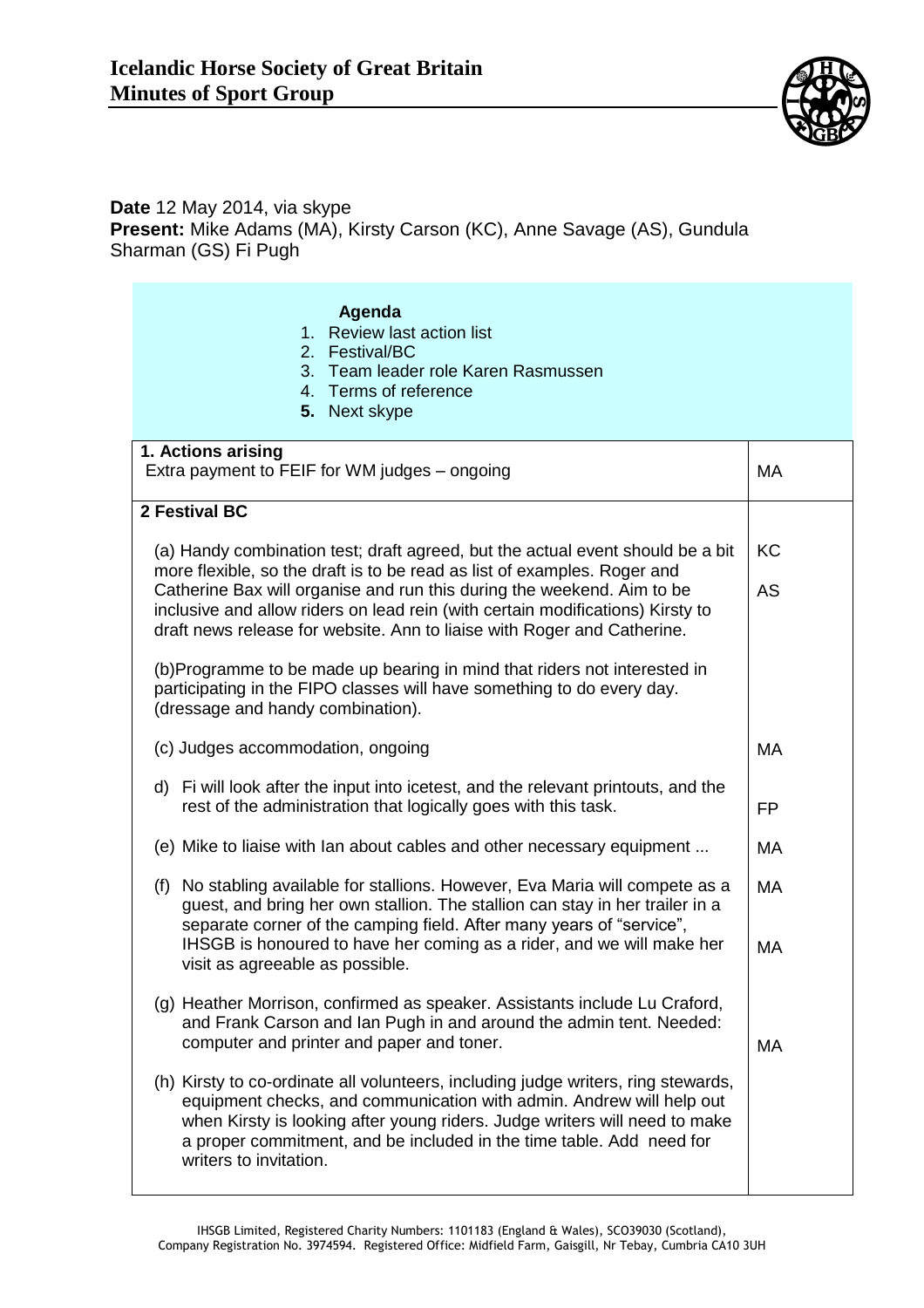# Icelandic Horse Society of Great Britain
## Minutes of Sport Group

**Date** 12 May 2014, via skype
**Present:** Mike Adams (MA), Kirsty Carson (KC), Anne Savage (AS), Gundula Sharman (GS) Fi Pugh

**Agenda**

1. Review last action list
2. Festival/BC
3. Team leader role Karen Rasmussen
4. Terms of reference
5. **Next skype**

| | |
|---|---|
| **1. Actions arising**<br>Extra payment to FEIF for WM judges – ongoing | MA |
| **2 Festival BC**<br><br>(a) Handy combination test; draft agreed, but the actual event should be a bit more flexible, so the draft is to be read as list of examples. Roger and Catherine Bax will organise and run this during the weekend. Aim to be inclusive and allow riders on lead rein (with certain modifications) Kirsty to draft news release for website. Ann to liaise with Roger and Catherine.<br><br>(b)Programme to be made up bearing in mind that riders not interested in participating in the FIPO classes will have something to do every day. (dressage and handy combination).<br><br>(c) Judges accommodation, ongoing<br><br>d) Fi will look after the input into icetest, and the relevant printouts, and the rest of the administration that logically goes with this task.<br><br>(e) Mike to liaise with Ian about cables and other necessary equipment ...<br><br>(f) No stabling available for stallions. However, Eva Maria will compete as a guest, and bring her own stallion. The stallion can stay in her trailer in a separate corner of the camping field. After many years of "service", IHSGB is honoured to have her coming as a rider, and we will make her visit as agreeable as possible.<br><br>(g) Heather Morrison, confirmed as speaker. Assistants include Lu Craford, and Frank Carson and Ian Pugh in and around the admin tent. Needed: computer and printer and paper and toner.<br><br>(h) Kirsty to co-ordinate all volunteers, including judge writers, ring stewards, equipment checks, and communication with admin. Andrew will help out when Kirsty is looking after young riders. Judge writers will need to make a proper commitment, and be included in the time table. Add need for writers to invitation. | KC<br>AS<br><br><br><br><br><br>MA<br><br>FP<br><br>MA<br><br>MA<br><br>MA<br><br><br>MA |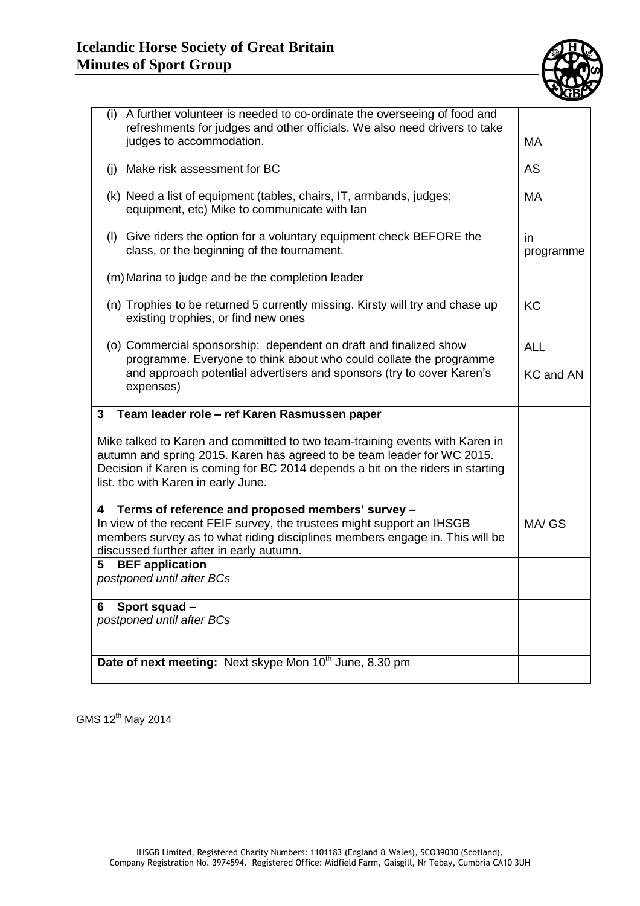| | |
|---|---|
| (i) A further volunteer is needed to co-ordinate the overseeing of food and refreshments for judges and other officials. We also need drivers to take judges to accommodation. | MA |
| (j) Make risk assessment for BC | AS |
| (k) Need a list of equipment (tables, chairs, IT, armbands, judges; equipment, etc) Mike to communicate with Ian | MA |
| (l) Give riders the option for a voluntary equipment check BEFORE the class, or the beginning of the tournament. | in programme |
| (m) Marina to judge and be the completion leader | |
| (n) Trophies to be returned 5 currently missing. Kirsty will try and chase up existing trophies, or find new ones | KC |
| (o) Commercial sponsorship: dependent on draft and finalized show programme. Everyone to think about who could collate the programme and approach potential advertisers and sponsors (try to cover Karen's expenses) | ALL<br>KC and AN |
| **3 Team leader role – ref Karen Rasmussen paper**<br><br>Mike talked to Karen and committed to two team-training events with Karen in autumn and spring 2015. Karen has agreed to be team leader for WC 2015. Decision if Karen is coming for BC 2014 depends a bit on the riders in starting list. tbc with Karen in early June. | |
| **4 Terms of reference and proposed members' survey –**<br>In view of the recent FEIF survey, the trustees might support an IHSGB members survey as to what riding disciplines members engage in. This will be discussed further after in early autumn. | MA/ GS |
| **5 BEF application**<br>*postponed until after BCs* | |
| **6 Sport squad –**<br>*postponed until after BCs* | |
| | |
| **Date of next meeting:** Next skype Mon 10th June, 8.30 pm | |

GMS 12th May 2014